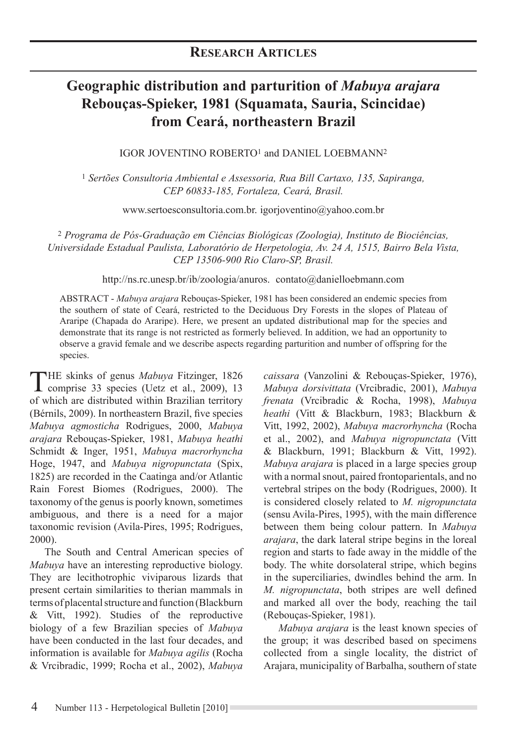## Research Articles

# Geographic distribution and parturition of *Mabuya arajara* Rebouças-Spieker, 1981 (Squamata, Sauria, Scincidae) from Ceará, northeastern Brazil

IGOR JOVENTINO ROBERTO[1] and DANIEL LOEBMANN[2]

[1] *Sertões Consultoria Ambiental e Assessoria, Rua Bill Cartaxo, 135, Sapiranga, CEP 60833-185, Fortaleza, Ceará, Brasil.*

www.sertoesconsultoria.com.br. igorjoventino@yahoo.com.br

[2] *Programa de Pós-Graduação em Ciências Biológicas (Zoologia), Instituto de Biociências, Universidade Estadual Paulista, Laboratório de Herpetologia, Av. 24 A, 1515, Bairro Bela Vista, CEP 13506-900 Rio Claro-SP, Brasil.*

http://ns.rc.unesp.br/ib/zoologia/anuros. contato@danielloebmann.com

ABSTRACT - *Mabuya arajara* Rebouças-Spieker, 1981 has been considered an endemic species from the southern of state of Ceará, restricted to the Deciduous Dry Forests in the slopes of Plateau of Araripe (Chapada do Araripe). Here, we present an updated distributional map for the species and demonstrate that its range is not restricted as formerly believed. In addition, we had an opportunity to observe a gravid female and we describe aspects regarding parturition and number of offspring for the species.

THE skinks of genus *Mabuya* Fitzinger, 1826 comprise 33 species (Uetz et al., 2009), 13 of which are distributed within Brazilian territory (Bérnils, 2009). In northeastern Brazil, five species *Mabuya agmosticha* Rodrigues, 2000, *Mabuya arajara* Rebouças-Spieker, 1981, *Mabuya heathi* Schmidt & Inger, 1951, *Mabuya macrorhyncha* Hoge, 1947, and *Mabuya nigropunctata* (Spix, 1825) are recorded in the Caatinga and/or Atlantic Rain Forest Biomes (Rodrigues, 2000). The taxonomy of the genus is poorly known, sometimes ambiguous, and there is a need for a major taxonomic revision (Avila-Pires, 1995; Rodrigues, 2000).

The South and Central American species of *Mabuya* have an interesting reproductive biology. They are lecithotrophic viviparous lizards that present certain similarities to therian mammals in terms of placental structure and function (Blackburn & Vitt, 1992). Studies of the reproductive biology of a few Brazilian species of *Mabuya* have been conducted in the last four decades, and information is available for *Mabuya agilis* (Rocha & Vrcibradic, 1999; Rocha et al., 2002), *Mabuya caissara* (Vanzolini & Rebouças-Spieker, 1976), *Mabuya dorsivittata* (Vrcibradic, 2001), *Mabuya frenata* (Vrcibradic & Rocha, 1998), *Mabuya heathi* (Vitt & Blackburn, 1983; Blackburn & Vitt, 1992, 2002), *Mabuya macrorhyncha* (Rocha et al., 2002), and *Mabuya nigropunctata* (Vitt & Blackburn, 1991; Blackburn & Vitt, 1992). *Mabuya arajara* is placed in a large species group with a normal snout, paired frontoparientals, and no vertebral stripes on the body (Rodrigues, 2000). It is considered closely related to *M. nigropunctata* (sensu Avila-Pires, 1995), with the main difference between them being colour pattern. In *Mabuya arajara*, the dark lateral stripe begins in the loreal region and starts to fade away in the middle of the body. The white dorsolateral stripe, which begins in the superciliaries, dwindles behind the arm. In *M. nigropunctata*, both stripes are well defined and marked all over the body, reaching the tail (Rebouças-Spieker, 1981).

*Mabuya arajara* is the least known species of the group; it was described based on specimens collected from a single locality, the district of Arajara, municipality of Barbalha, southern of state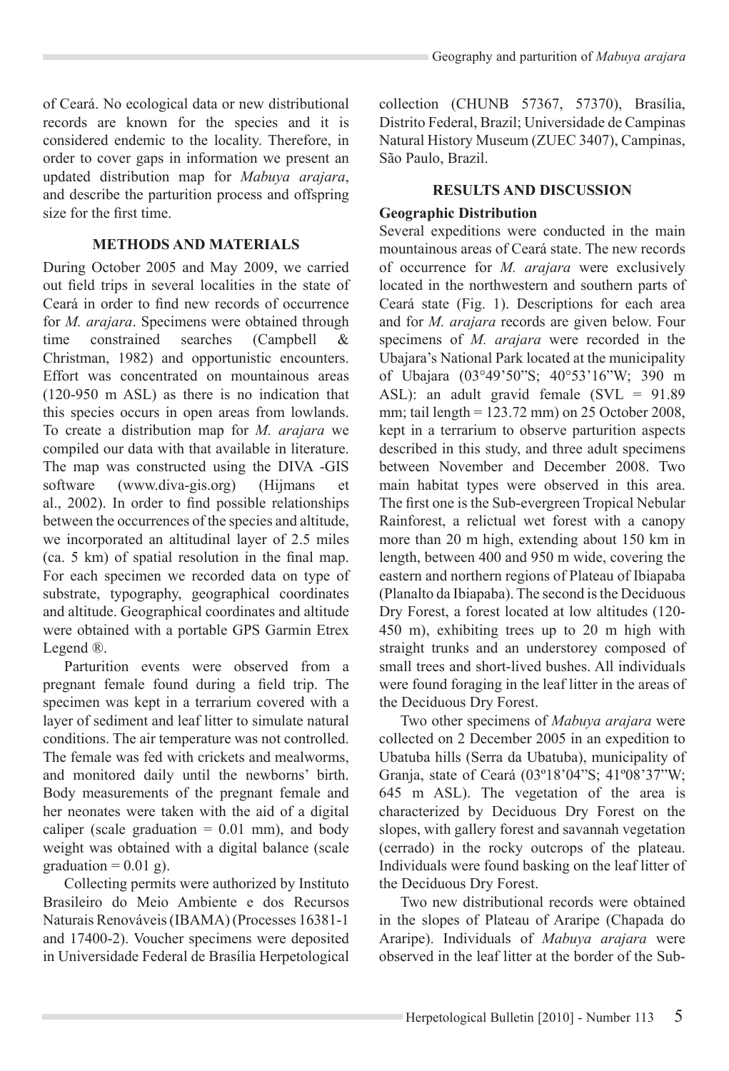of Ceará. No ecological data or new distributional records are known for the species and it is considered endemic to the locality. Therefore, in order to cover gaps in information we present an updated distribution map for *Mabuya arajara*, and describe the parturition process and offspring size for the first time.

## METHODS AND MATERIALS

During October 2005 and May 2009, we carried out field trips in several localities in the state of Ceará in order to find new records of occurrence for *M. arajara*. Specimens were obtained through time constrained searches (Campbell & Christman, 1982) and opportunistic encounters. Effort was concentrated on mountainous areas (120-950 m ASL) as there is no indication that this species occurs in open areas from lowlands. To create a distribution map for *M. arajara* we compiled our data with that available in literature. The map was constructed using the DIVA -GIS software (www.diva-gis.org) (Hijmans et al., 2002). In order to find possible relationships between the occurrences of the species and altitude, we incorporated an altitudinal layer of 2.5 miles (ca. 5 km) of spatial resolution in the final map. For each specimen we recorded data on type of substrate, typography, geographical coordinates and altitude. Geographical coordinates and altitude were obtained with a portable GPS Garmin Etrex Legend ®.

Parturition events were observed from a pregnant female found during a field trip. The specimen was kept in a terrarium covered with a layer of sediment and leaf litter to simulate natural conditions. The air temperature was not controlled. The female was fed with crickets and mealworms, and monitored daily until the newborns' birth. Body measurements of the pregnant female and her neonates were taken with the aid of a digital caliper (scale graduation = 0.01 mm), and body weight was obtained with a digital balance (scale graduation = 0.01 g).

Collecting permits were authorized by Instituto Brasileiro do Meio Ambiente e dos Recursos Naturais Renováveis (IBAMA) (Processes 16381-1 and 17400-2). Voucher specimens were deposited in Universidade Federal de Brasília Herpetological collection (CHUNB 57367, 57370), Brasília, Distrito Federal, Brazil; Universidade de Campinas Natural History Museum (ZUEC 3407), Campinas, São Paulo, Brazil.

## RESULTS AND DISCUSSION

### Geographic Distribution

Several expeditions were conducted in the main mountainous areas of Ceará state. The new records of occurrence for *M. arajara* were exclusively located in the northwestern and southern parts of Ceará state (Fig. 1). Descriptions for each area and for *M. arajara* records are given below. Four specimens of *M. arajara* were recorded in the Ubajara's National Park located at the municipality of Ubajara (03°49'50"S; 40°53'16"W; 390 m ASL): an adult gravid female (SVL = 91.89 mm; tail length = 123.72 mm) on 25 October 2008, kept in a terrarium to observe parturition aspects described in this study, and three adult specimens between November and December 2008. Two main habitat types were observed in this area. The first one is the Sub-evergreen Tropical Nebular Rainforest, a relictual wet forest with a canopy more than 20 m high, extending about 150 km in length, between 400 and 950 m wide, covering the eastern and northern regions of Plateau of Ibiapaba (Planalto da Ibiapaba). The second is the Deciduous Dry Forest, a forest located at low altitudes (120-450 m), exhibiting trees up to 20 m high with straight trunks and an understorey composed of small trees and short-lived bushes. All individuals were found foraging in the leaf litter in the areas of the Deciduous Dry Forest.

Two other specimens of *Mabuya arajara* were collected on 2 December 2005 in an expedition to Ubatuba hills (Serra da Ubatuba), municipality of Granja, state of Ceará (03º18'04"S; 41º08'37"W; 645 m ASL). The vegetation of the area is characterized by Deciduous Dry Forest on the slopes, with gallery forest and savannah vegetation (cerrado) in the rocky outcrops of the plateau. Individuals were found basking on the leaf litter of the Deciduous Dry Forest.

Two new distributional records were obtained in the slopes of Plateau of Araripe (Chapada do Araripe). Individuals of *Mabuya arajara* were observed in the leaf litter at the border of the Sub-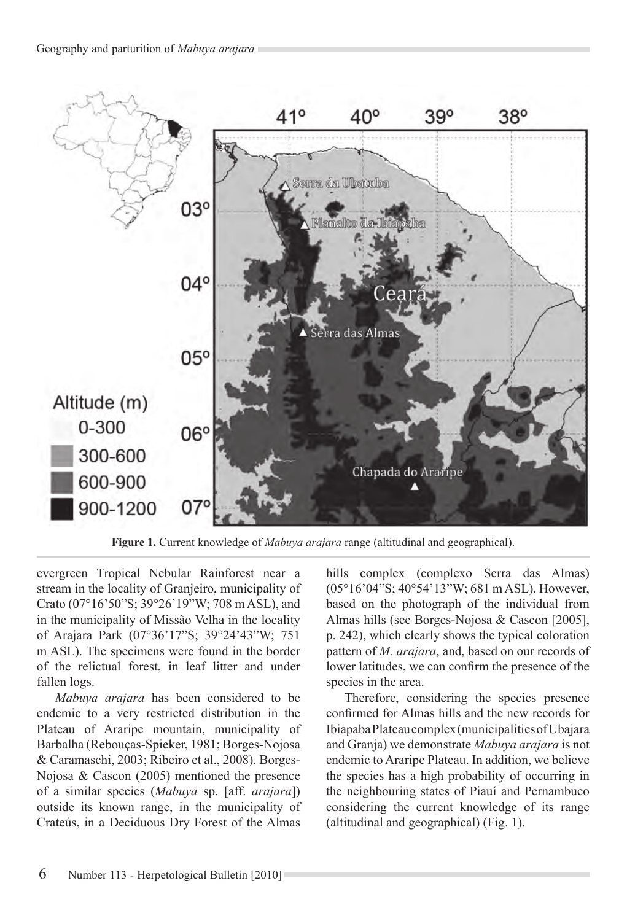**Figure 1.** Current knowledge of *Mabuya arajara* range (altitudinal and geographical).

evergreen Tropical Nebular Rainforest near a stream in the locality of Granjeiro, municipality of Crato (07°16'50"S; 39°26'19"W; 708 m ASL), and in the municipality of Missão Velha in the locality of Arajara Park (07°36'17"S; 39°24'43"W; 751 m ASL). The specimens were found in the border of the relictual forest, in leaf litter and under fallen logs.

*Mabuya arajara* has been considered to be endemic to a very restricted distribution in the Plateau of Araripe mountain, municipality of Barbalha (Rebouças-Spieker, 1981; Borges-Nojosa & Caramaschi, 2003; Ribeiro et al., 2008). Borges-Nojosa & Cascon (2005) mentioned the presence of a similar species (*Mabuya* sp. [aff. *arajara*]) outside its known range, in the municipality of Crateús, in a Deciduous Dry Forest of the Almas hills complex (complexo Serra das Almas) (05°16'04"S; 40°54'13"W; 681 m ASL). However, based on the photograph of the individual from Almas hills (see Borges-Nojosa & Cascon [2005], p. 242), which clearly shows the typical coloration pattern of *M. arajara*, and, based on our records of lower latitudes, we can confirm the presence of the species in the area.

Therefore, considering the species presence confirmed for Almas hills and the new records for Ibiapaba Plateau complex (municipalities of Ubajara and Granja) we demonstrate *Mabuya arajara* is not endemic to Araripe Plateau. In addition, we believe the species has a high probability of occurring in the neighbouring states of Piauí and Pernambuco considering the current knowledge of its range (altitudinal and geographical) (Fig. 1).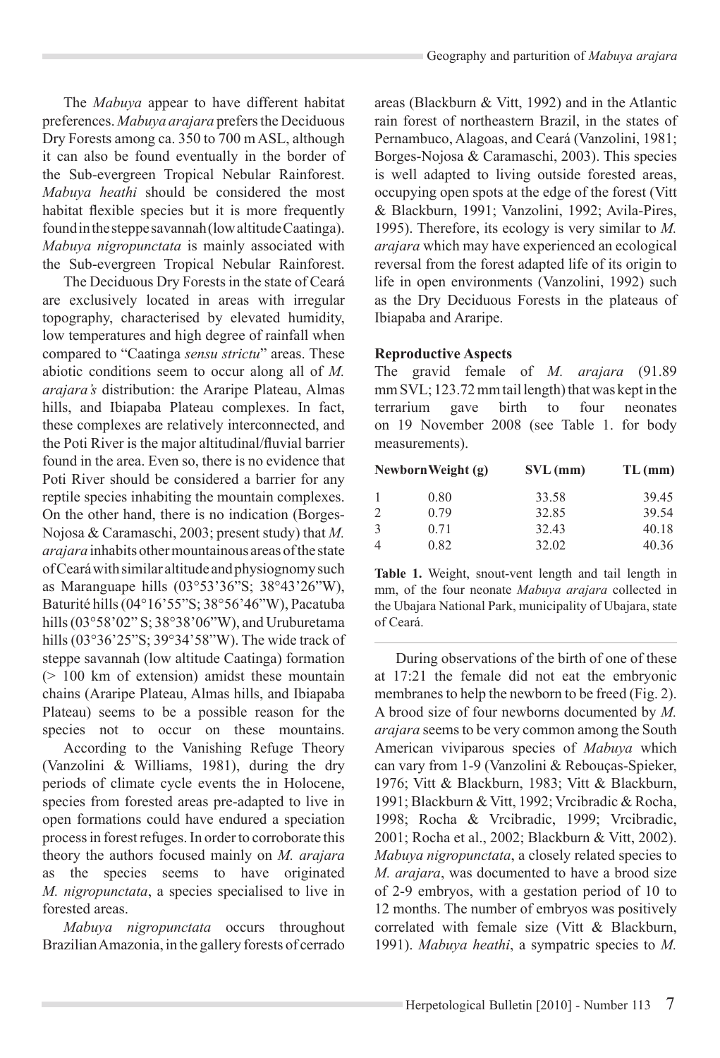The *Mabuya* appear to have different habitat preferences. *Mabuya arajara* prefers the Deciduous Dry Forests among ca. 350 to 700 m ASL, although it can also be found eventually in the border of the Sub-evergreen Tropical Nebular Rainforest. *Mabuya heathi* should be considered the most habitat flexible species but it is more frequently found in the steppe savannah (low altitude Caatinga). *Mabuya nigropunctata* is mainly associated with the Sub-evergreen Tropical Nebular Rainforest.

The Deciduous Dry Forests in the state of Ceará are exclusively located in areas with irregular topography, characterised by elevated humidity, low temperatures and high degree of rainfall when compared to "Caatinga *sensu strictu*" areas. These abiotic conditions seem to occur along all of *M. arajara's* distribution: the Araripe Plateau, Almas hills, and Ibiapaba Plateau complexes. In fact, these complexes are relatively interconnected, and the Poti River is the major altitudinal/fluvial barrier found in the area. Even so, there is no evidence that Poti River should be considered a barrier for any reptile species inhabiting the mountain complexes. On the other hand, there is no indication (Borges-Nojosa & Caramaschi, 2003; present study) that *M. arajara* inhabits other mountainous areas of the state of Ceará with similar altitude and physiognomy such as Maranguape hills (03°53'36"S; 38°43'26"W), Baturité hills (04°16'55"S; 38°56'46"W), Pacatuba hills (03°58'02" S; 38°38'06"W), and Uruburetama hills (03°36'25"S; 39°34'58"W). The wide track of steppe savannah (low altitude Caatinga) formation (> 100 km of extension) amidst these mountain chains (Araripe Plateau, Almas hills, and Ibiapaba Plateau) seems to be a possible reason for the species not to occur on these mountains.

According to the Vanishing Refuge Theory (Vanzolini & Williams, 1981), during the dry periods of climate cycle events the in Holocene, species from forested areas pre-adapted to live in open formations could have endured a speciation process in forest refuges. In order to corroborate this theory the authors focused mainly on *M. arajara* as the species seems to have originated *M. nigropunctata*, a species specialised to live in forested areas.

*Mabuya nigropunctata* occurs throughout Brazilian Amazonia, in the gallery forests of cerrado areas (Blackburn & Vitt, 1992) and in the Atlantic rain forest of northeastern Brazil, in the states of Pernambuco, Alagoas, and Ceará (Vanzolini, 1981; Borges-Nojosa & Caramaschi, 2003). This species is well adapted to living outside forested areas, occupying open spots at the edge of the forest (Vitt & Blackburn, 1991; Vanzolini, 1992; Avila-Pires, 1995). Therefore, its ecology is very similar to *M. arajara* which may have experienced an ecological reversal from the forest adapted life of its origin to life in open environments (Vanzolini, 1992) such as the Dry Deciduous Forests in the plateaus of Ibiapaba and Araripe.

**Reproductive Aspects**

The gravid female of *M. arajara* (91.89 mm SVL; 123.72 mm tail length) that was kept in the terrarium gave birth to four neonates on 19 November 2008 (see Table 1. for body measurements).

| Newborn | Weight (g) | SVL (mm) | TL (mm) |
|---|---|---|---|
| 1 | 0.80 | 33.58 | 39.45 |
| 2 | 0.79 | 32.85 | 39.54 |
| 3 | 0.71 | 32.43 | 40.18 |
| 4 | 0.82 | 32.02 | 40.36 |

**Table 1.** Weight, snout-vent length and tail length in mm, of the four neonate *Mabuya arajara* collected in the Ubajara National Park, municipality of Ubajara, state of Ceará.

During observations of the birth of one of these at 17:21 the female did not eat the embryonic membranes to help the newborn to be freed (Fig. 2). A brood size of four newborns documented by *M. arajara* seems to be very common among the South American viviparous species of *Mabuya* which can vary from 1-9 (Vanzolini & Rebouças-Spieker, 1976; Vitt & Blackburn, 1983; Vitt & Blackburn, 1991; Blackburn & Vitt, 1992; Vrcibradic & Rocha, 1998; Rocha & Vrcibradic, 1999; Vrcibradic, 2001; Rocha et al., 2002; Blackburn & Vitt, 2002). *Mabuya nigropunctata*, a closely related species to *M. arajara*, was documented to have a brood size of 2-9 embryos, with a gestation period of 10 to 12 months. The number of embryos was positively correlated with female size (Vitt & Blackburn, 1991). *Mabuya heathi*, a sympatric species to *M.*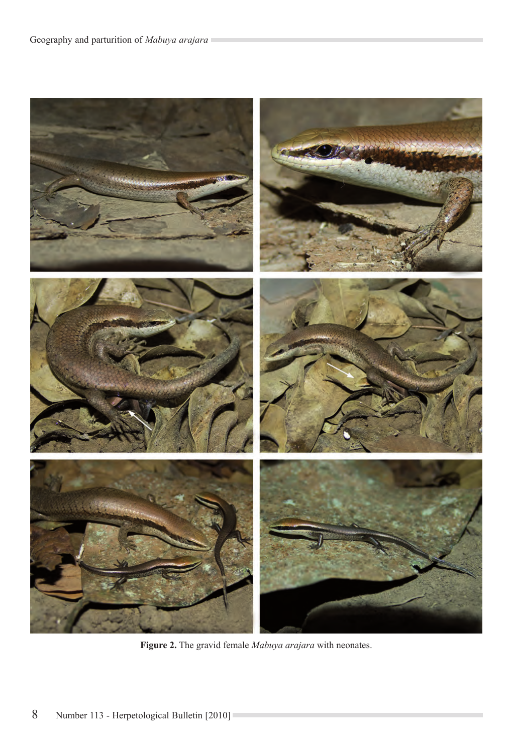**Figure 2.** The gravid female *Mabuya arajara* with neonates.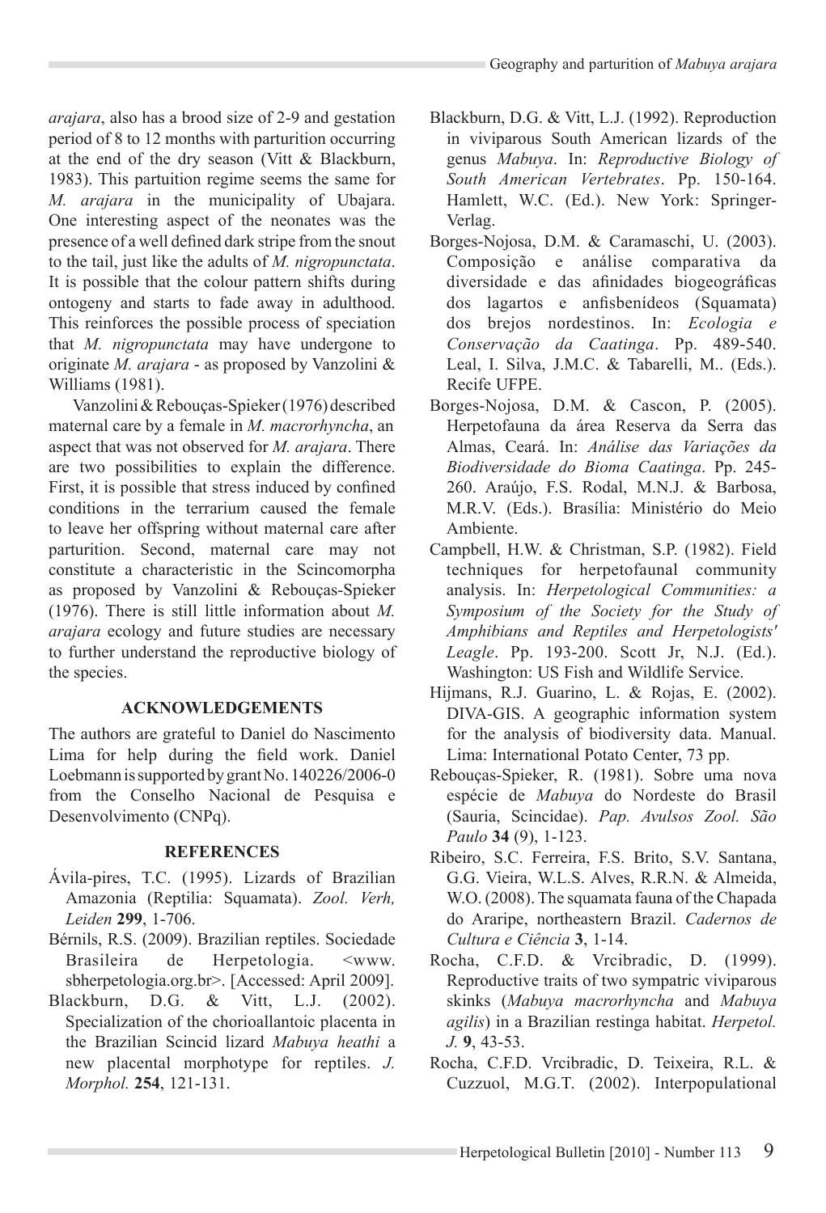*arajara*, also has a brood size of 2-9 and gestation period of 8 to 12 months with parturition occurring at the end of the dry season (Vitt & Blackburn, 1983). This partuition regime seems the same for *M. arajara* in the municipality of Ubajara. One interesting aspect of the neonates was the presence of a well defined dark stripe from the snout to the tail, just like the adults of *M. nigropunctata*. It is possible that the colour pattern shifts during ontogeny and starts to fade away in adulthood. This reinforces the possible process of speciation that *M. nigropunctata* may have undergone to originate *M. arajara* - as proposed by Vanzolini & Williams (1981).

Vanzolini & Rebouças-Spieker (1976) described maternal care by a female in *M. macrorhyncha*, an aspect that was not observed for *M. arajara*. There are two possibilities to explain the difference. First, it is possible that stress induced by confined conditions in the terrarium caused the female to leave her offspring without maternal care after parturition. Second, maternal care may not constitute a characteristic in the Scincomorpha as proposed by Vanzolini & Rebouças-Spieker (1976). There is still little information about *M. arajara* ecology and future studies are necessary to further understand the reproductive biology of the species.

## ACKNOWLEDGEMENTS

The authors are grateful to Daniel do Nascimento Lima for help during the field work. Daniel Loebmann is supported by grant No. 140226/2006-0 from the Conselho Nacional de Pesquisa e Desenvolvimento (CNPq).

## REFERENCES

Ávila-pires, T.C. (1995). Lizards of Brazilian Amazonia (Reptilia: Squamata). *Zool. Verh, Leiden* **299**, 1-706.

Bérnils, R.S. (2009). Brazilian reptiles. Sociedade Brasileira de Herpetologia. <www.sbherpetologia.org.br>. [Accessed: April 2009].

Blackburn, D.G. & Vitt, L.J. (2002). Specialization of the chorioallantoic placenta in the Brazilian Scincid lizard *Mabuya heathi* a new placental morphotype for reptiles. *J. Morphol.* **254**, 121-131.

Blackburn, D.G. & Vitt, L.J. (1992). Reproduction in viviparous South American lizards of the genus *Mabuya*. In: *Reproductive Biology of South American Vertebrates*. Pp. 150-164. Hamlett, W.C. (Ed.). New York: Springer-Verlag.

Borges-Nojosa, D.M. & Caramaschi, U. (2003). Composição e análise comparativa da diversidade e das afinidades biogeográficas dos lagartos e anfisbenídeos (Squamata) dos brejos nordestinos. In: *Ecologia e Conservação da Caatinga*. Pp. 489-540. Leal, I. Silva, J.M.C. & Tabarelli, M.. (Eds.). Recife UFPE.

Borges-Nojosa, D.M. & Cascon, P. (2005). Herpetofauna da área Reserva da Serra das Almas, Ceará. In: *Análise das Variações da Biodiversidade do Bioma Caatinga*. Pp. 245-260. Araújo, F.S. Rodal, M.N.J. & Barbosa, M.R.V. (Eds.). Brasília: Ministério do Meio Ambiente.

Campbell, H.W. & Christman, S.P. (1982). Field techniques for herpetofaunal community analysis. In: *Herpetological Communities: a Symposium of the Society for the Study of Amphibians and Reptiles and Herpetologists' Leagle*. Pp. 193-200. Scott Jr, N.J. (Ed.). Washington: US Fish and Wildlife Service.

Hijmans, R.J. Guarino, L. & Rojas, E. (2002). DIVA-GIS. A geographic information system for the analysis of biodiversity data. Manual. Lima: International Potato Center, 73 pp.

Rebouças-Spieker, R. (1981). Sobre uma nova espécie de *Mabuya* do Nordeste do Brasil (Sauria, Scincidae). *Pap. Avulsos Zool. São Paulo* **34** (9), 1-123.

Ribeiro, S.C. Ferreira, F.S. Brito, S.V. Santana, G.G. Vieira, W.L.S. Alves, R.R.N. & Almeida, W.O. (2008). The squamata fauna of the Chapada do Araripe, northeastern Brazil. *Cadernos de Cultura e Ciência* **3**, 1-14.

Rocha, C.F.D. & Vrcibradic, D. (1999). Reproductive traits of two sympatric viviparous skinks (*Mabuya macrorhyncha* and *Mabuya agilis*) in a Brazilian restinga habitat. *Herpetol. J.* **9**, 43-53.

Rocha, C.F.D. Vrcibradic, D. Teixeira, R.L. & Cuzzuol, M.G.T. (2002). Interpopulational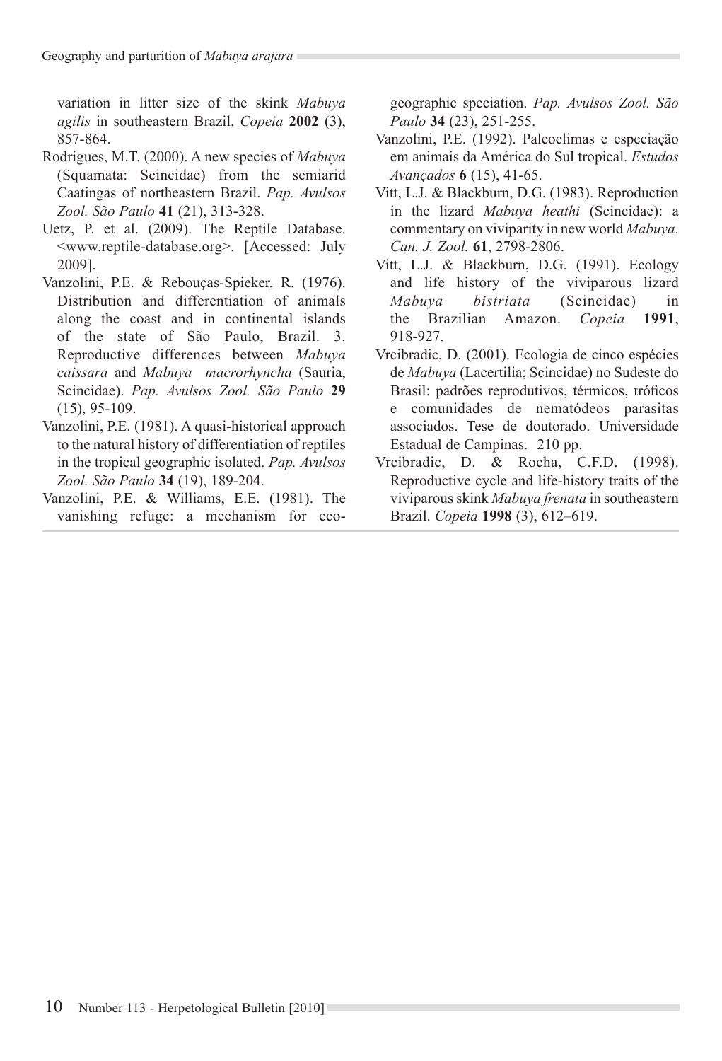variation in litter size of the skink *Mabuya agilis* in southeastern Brazil. *Copeia* **2002** (3), 857-864.

Rodrigues, M.T. (2000). A new species of *Mabuya* (Squamata: Scincidae) from the semiarid Caatingas of northeastern Brazil. *Pap. Avulsos Zool. São Paulo* **41** (21), 313-328.

Uetz, P. et al. (2009). The Reptile Database. <www.reptile-database.org>. [Accessed: July 2009].

Vanzolini, P.E. & Rebouças-Spieker, R. (1976). Distribution and differentiation of animals along the coast and in continental islands of the state of São Paulo, Brazil. 3. Reproductive differences between *Mabuya caissara* and *Mabuya macrorhyncha* (Sauria, Scincidae). *Pap. Avulsos Zool. São Paulo* **29** (15), 95-109.

Vanzolini, P.E. (1981). A quasi-historical approach to the natural history of differentiation of reptiles in the tropical geographic isolated. *Pap. Avulsos Zool. São Paulo* **34** (19), 189-204.

Vanzolini, P.E. & Williams, E.E. (1981). The vanishing refuge: a mechanism for eco-geographic speciation. *Pap. Avulsos Zool. São Paulo* **34** (23), 251-255.

Vanzolini, P.E. (1992). Paleoclimas e especiação em animais da América do Sul tropical. *Estudos Avançados* **6** (15), 41-65.

Vitt, L.J. & Blackburn, D.G. (1983). Reproduction in the lizard *Mabuya heathi* (Scincidae): a commentary on viviparity in new world *Mabuya*. *Can. J. Zool.* **61**, 2798-2806.

Vitt, L.J. & Blackburn, D.G. (1991). Ecology and life history of the viviparous lizard *Mabuya bistriata* (Scincidae) in the Brazilian Amazon. *Copeia* **1991**, 918-927.

Vrcibradic, D. (2001). Ecologia de cinco espécies de *Mabuya* (Lacertilia; Scincidae) no Sudeste do Brasil: padrões reprodutivos, térmicos, tróficos e comunidades de nematódeos parasitas associados. Tese de doutorado. Universidade Estadual de Campinas. 210 pp.

Vrcibradic, D. & Rocha, C.F.D. (1998). Reproductive cycle and life-history traits of the viviparous skink *Mabuya frenata* in southeastern Brazil. *Copeia* **1998** (3), 612–619.